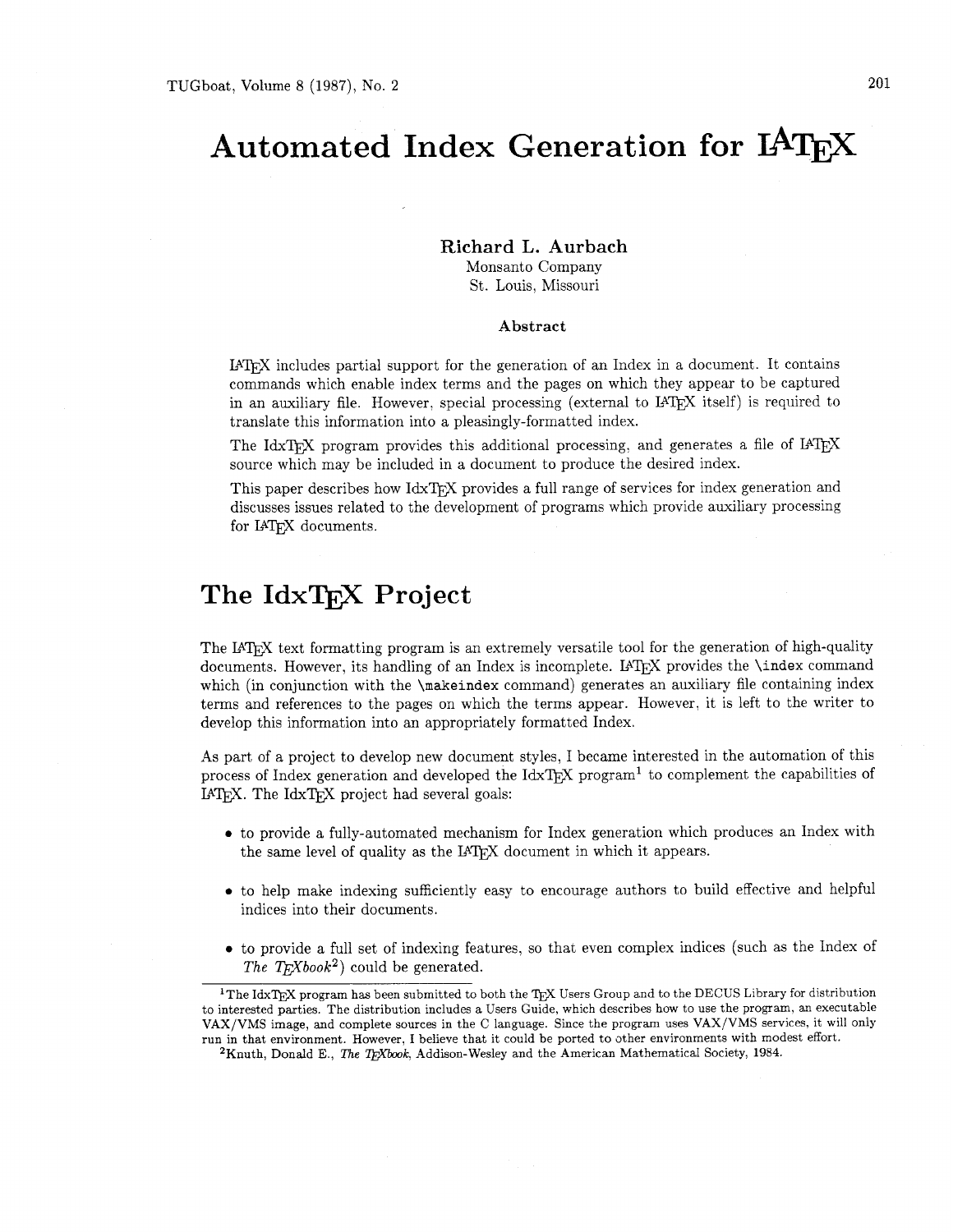# Automated Index Generation for LaTeX

**Richard L. Aurbach**
Monsanto Company
St. Louis, Missouri

### Abstract

LaTeX includes partial support for the generation of an Index in a document. It contains commands which enable index terms and the pages on which they appear to be captured in an auxiliary file. However, special processing (external to LaTeX itself) is required to translate this information into a pleasingly-formatted index.

The IdxTeX program provides this additional processing, and generates a file of LaTeX source which may be included in a document to produce the desired index.

This paper describes how IdxTeX provides a full range of services for index generation and discusses issues related to the development of programs which provide auxiliary processing for LaTeX documents.

## The IdxTeX Project

The LaTeX text formatting program is an extremely versatile tool for the generation of high-quality documents. However, its handling of an Index is incomplete. LaTeX provides the `\index` command which (in conjunction with the `\makeindex` command) generates an auxiliary file containing index terms and references to the pages on which the terms appear. However, it is left to the writer to develop this information into an appropriately formatted Index.

As part of a project to develop new document styles, I became interested in the automation of this process of Index generation and developed the IdxTeX program[1] to complement the capabilities of LaTeX. The IdxTeX project had several goals:

- to provide a fully-automated mechanism for Index generation which produces an Index with the same level of quality as the LaTeX document in which it appears.
- to help make indexing sufficiently easy to encourage authors to build effective and helpful indices into their documents.
- to provide a full set of indexing features, so that even complex indices (such as the Index of *The TeXbook*[2]) could be generated.

[1] The IdxTeX program has been submitted to both the TeX Users Group and to the DECUS Library for distribution to interested parties. The distribution includes a Users Guide, which describes how to use the program, an executable VAX/VMS image, and complete sources in the C language. Since the program uses VAX/VMS services, it will only run in that environment. However, I believe that it could be ported to other environments with modest effort.

[2] Knuth, Donald E., *The TeXbook*, Addison-Wesley and the American Mathematical Society, 1984.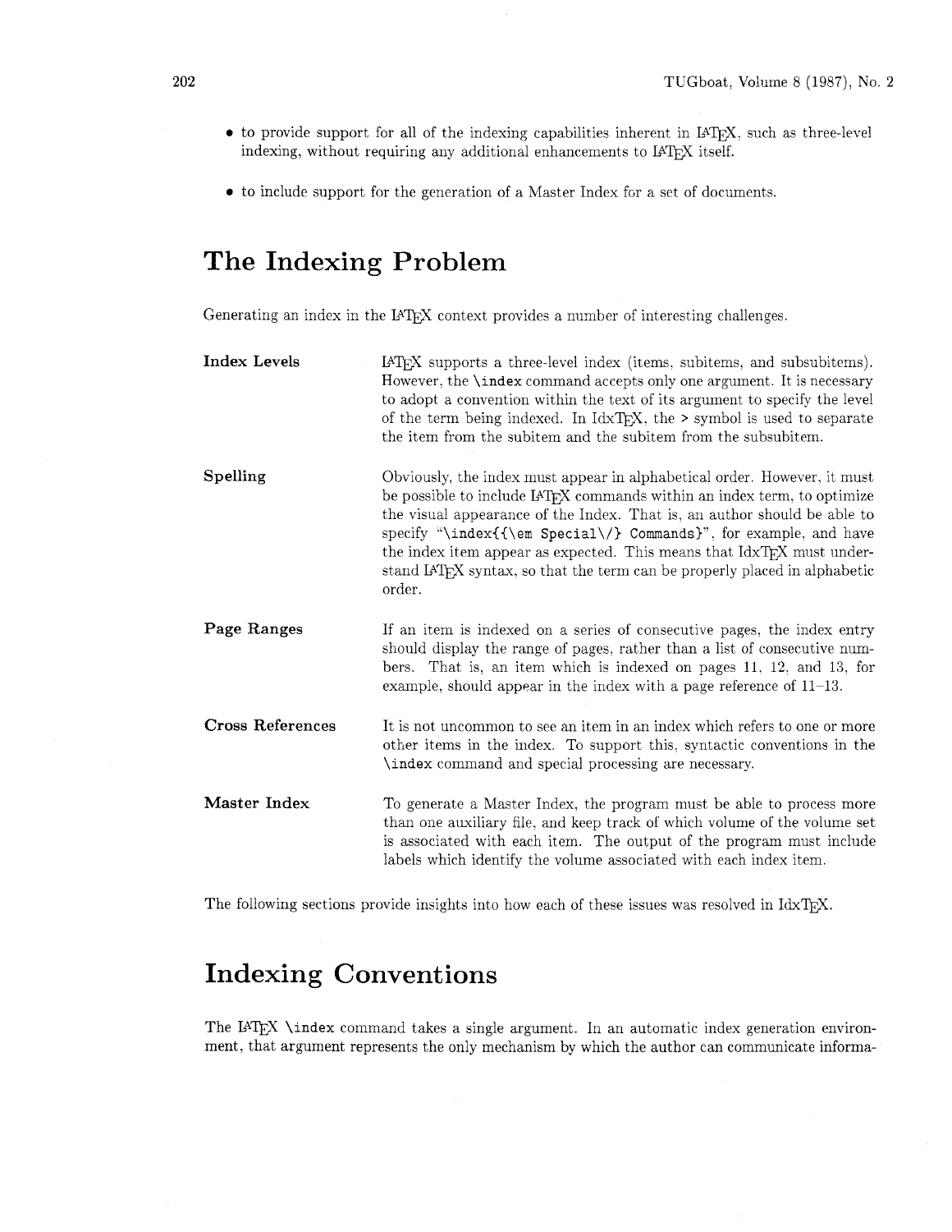- to provide support for all of the indexing capabilities inherent in LaTeX, such as three-level indexing, without requiring any additional enhancements to LaTeX itself.
- to include support for the generation of a Master Index for a set of documents.

# The Indexing Problem

Generating an index in the LaTeX context provides a number of interesting challenges.

**Index Levels** LaTeX supports a three-level index (items, subitems, and subsubitems). However, the `\index` command accepts only one argument. It is necessary to adopt a convention within the text of its argument to specify the level of the term being indexed. In IdxTeX, the `>` symbol is used to separate the item from the subitem and the subitem from the subsubitem.

**Spelling** Obviously, the index must appear in alphabetical order. However, it must be possible to include LaTeX commands within an index term, to optimize the visual appearance of the Index. That is, an author should be able to specify "`\index{{\em Special\/} Commands}`", for example, and have the index item appear as expected. This means that IdxTeX must understand LaTeX syntax, so that the term can be properly placed in alphabetic order.

**Page Ranges** If an item is indexed on a series of consecutive pages, the index entry should display the range of pages, rather than a list of consecutive numbers. That is, an item which is indexed on pages 11, 12, and 13, for example, should appear in the index with a page reference of 11–13.

**Cross References** It is not uncommon to see an item in an index which refers to one or more other items in the index. To support this, syntactic conventions in the `\index` command and special processing are necessary.

**Master Index** To generate a Master Index, the program must be able to process more than one auxiliary file, and keep track of which volume of the volume set is associated with each item. The output of the program must include labels which identify the volume associated with each index item.

The following sections provide insights into how each of these issues was resolved in IdxTeX.

# Indexing Conventions

The LaTeX `\index` command takes a single argument. In an automatic index generation environment, that argument represents the only mechanism by which the author can communicate informa-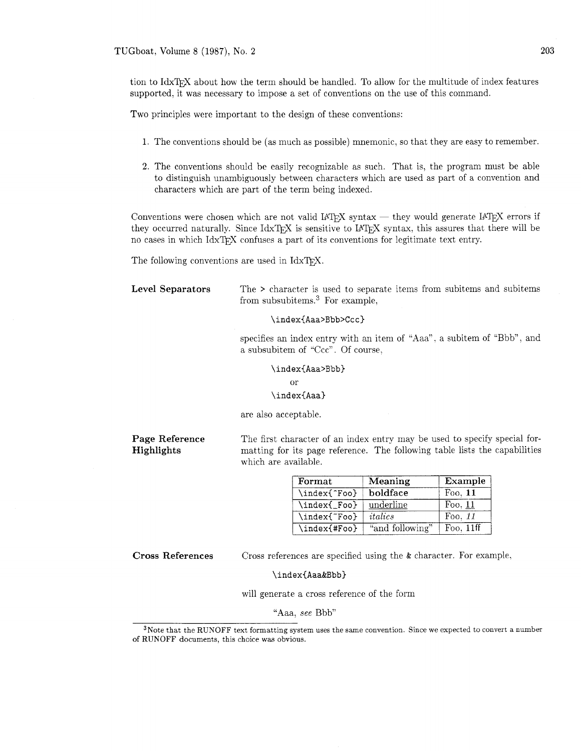tion to IdxTEX about how the term should be handled. To allow for the multitude of index features supported, it was necessary to impose a set of conventions on the use of this command.

Two principles were important to the design of these conventions:

1. The conventions should be (as much as possible) mnemonic, so that they are easy to remember.

2. The conventions should be easily recognizable as such. That is, the program must be able to distinguish unambiguously between characters which are used as part of a convention and characters which are part of the term being indexed.

Conventions were chosen which are not valid LaTeX syntax — they would generate LaTeX errors if they occurred naturally. Since IdxTEX is sensitive to LaTeX syntax, this assures that there will be no cases in which IdxTEX confuses a part of its conventions for legitimate text entry.

The following conventions are used in IdxTEX.

**Level Separators**

The > character is used to separate items from subitems and subitems from subsubitems.[3] For example,

```
\index{Aaa>Bbb>Ccc}
```

specifies an index entry with an item of "Aaa", a subitem of "Bbb", and a subsubitem of "Ccc". Of course,

```
\index{Aaa>Bbb}
    or
\index{Aaa}
```

are also acceptable.

**Page Reference Highlights**

The first character of an index entry may be used to specify special formatting for its page reference. The following table lists the capabilities which are available.

| Format | Meaning | Example |
|---|---|---|
| `\index{^Foo}` | **boldface** | Foo, **11** |
| `\index{_Foo}` | <u>underline</u> | Foo, <u>11</u> |
| `\index{~Foo}` | *italics* | Foo, *11* |
| `\index{#Foo}` | "and following" | Foo, 11ff |

**Cross References**

Cross references are specified using the & character. For example,

```
\index{Aaa&Bbb}
```

will generate a cross reference of the form

"Aaa, *see* Bbb"

[3] Note that the RUNOFF text formatting system uses the same convention. Since we expected to convert a number of RUNOFF documents, this choice was obvious.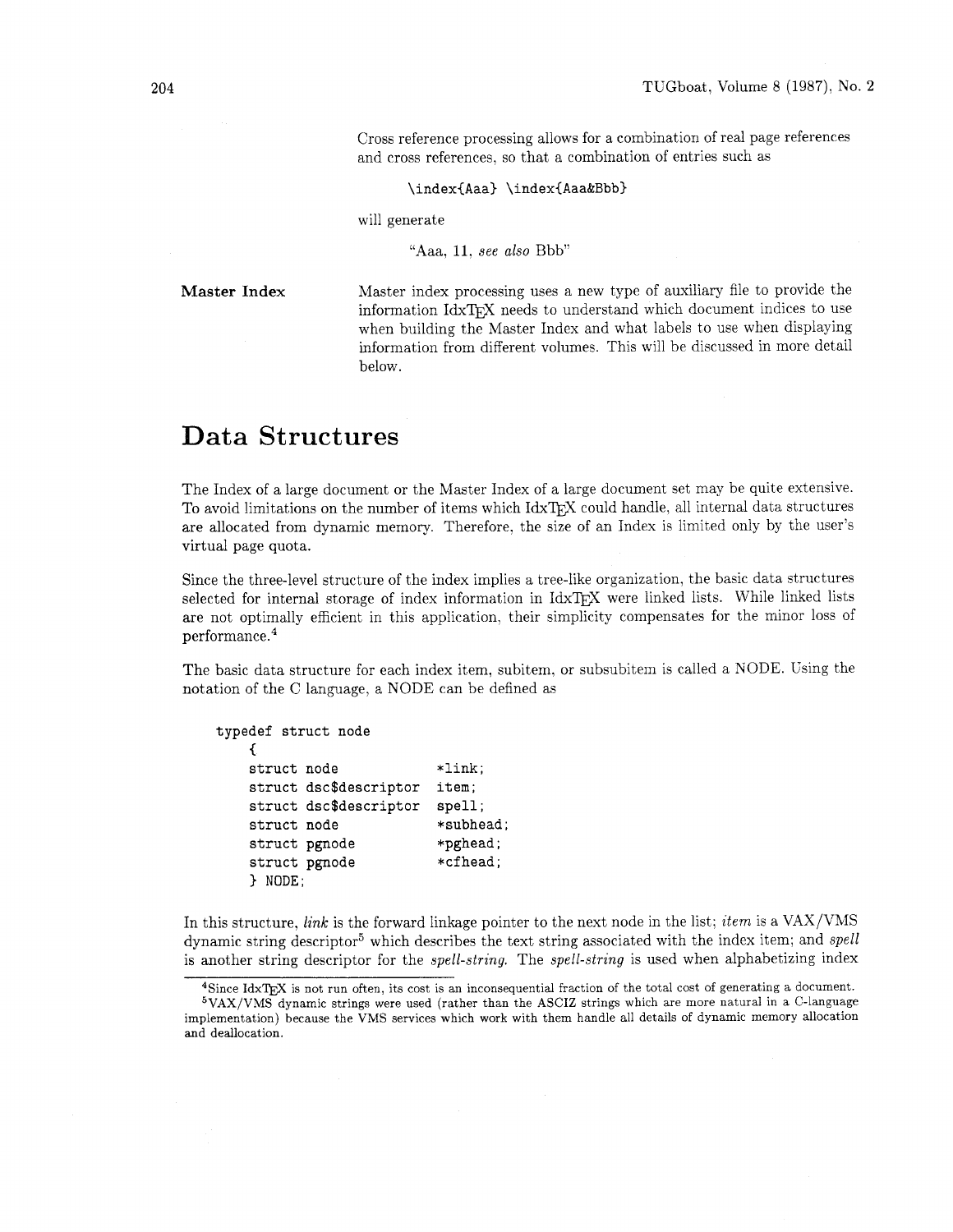Cross reference processing allows for a combination of real page references and cross references, so that a combination of entries such as

```
\index{Aaa} \index{Aaa&Bbb}
```

will generate

"Aaa, 11, *see also* Bbb"

**Master Index**

Master index processing uses a new type of auxiliary file to provide the information IdxTEX needs to understand which document indices to use when building the Master Index and what labels to use when displaying information from different volumes. This will be discussed in more detail below.

# Data Structures

The Index of a large document or the Master Index of a large document set may be quite extensive. To avoid limitations on the number of items which IdxTEX could handle, all internal data structures are allocated from dynamic memory. Therefore, the size of an Index is limited only by the user's virtual page quota.

Since the three-level structure of the index implies a tree-like organization, the basic data structures selected for internal storage of index information in IdxTEX were linked lists. While linked lists are not optimally efficient in this application, their simplicity compensates for the minor loss of performance.[4]

The basic data structure for each index item, subitem, or subsubitem is called a NODE. Using the notation of the C language, a NODE can be defined as

```
typedef struct node
    {
    struct node             *link;
    struct dsc$descriptor   item;
    struct dsc$descriptor   spell;
    struct node             *subhead;
    struct pgnode           *pghead;
    struct pgnode           *cfhead;
    } NODE;
```

In this structure, *link* is the forward linkage pointer to the next node in the list; *item* is a VAX/VMS dynamic string descriptor[5] which describes the text string associated with the index item; and *spell* is another string descriptor for the *spell-string*. The *spell-string* is used when alphabetizing index

[4] Since IdxTEX is not run often, its cost is an inconsequential fraction of the total cost of generating a document.

[5] VAX/VMS dynamic strings were used (rather than the ASCIZ strings which are more natural in a C-language implementation) because the VMS services which work with them handle all details of dynamic memory allocation and deallocation.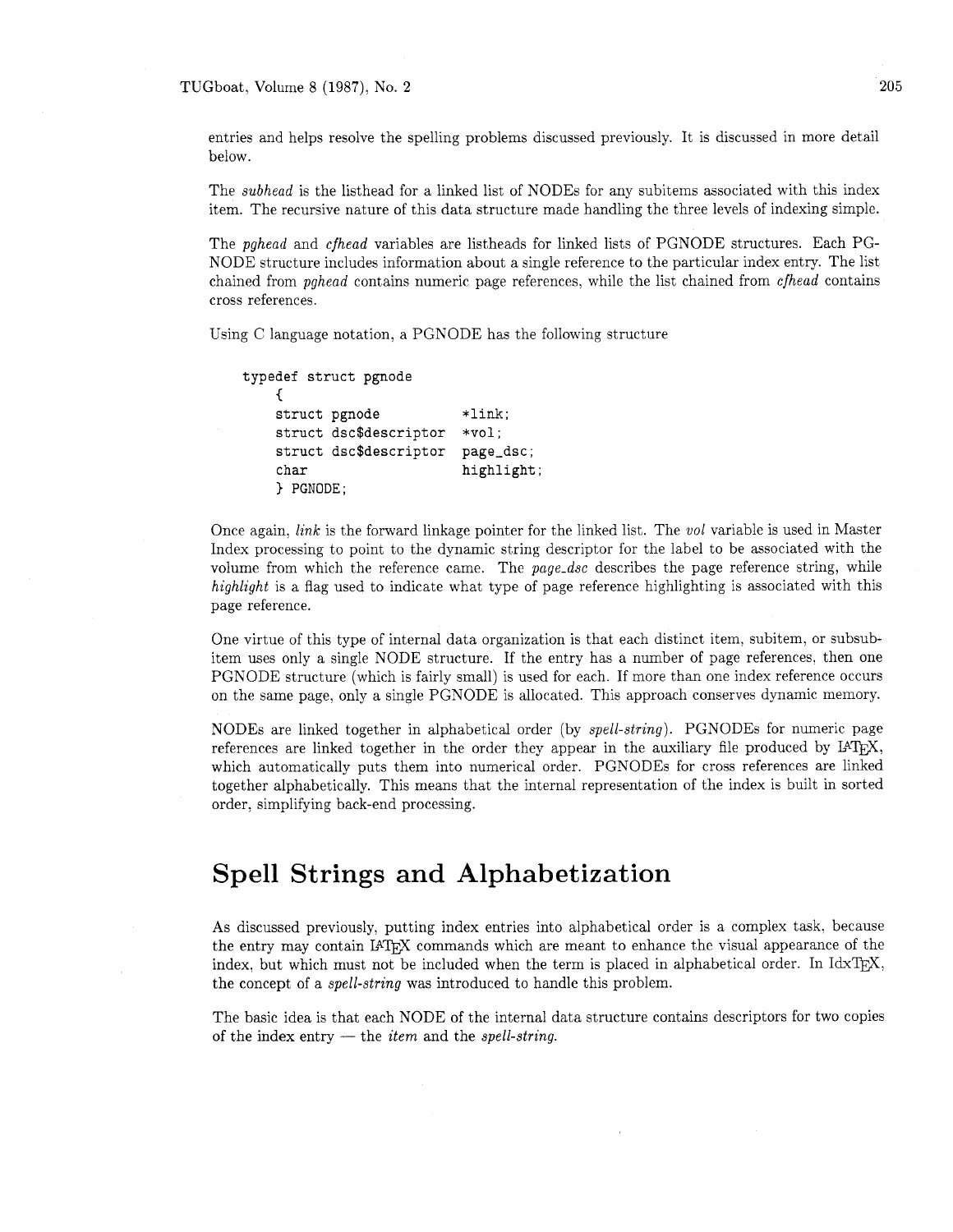entries and helps resolve the spelling problems discussed previously. It is discussed in more detail below.

The *subhead* is the listhead for a linked list of NODEs for any subitems associated with this index item. The recursive nature of this data structure made handling the three levels of indexing simple.

The *pghead* and *cfhead* variables are listheads for linked lists of PGNODE structures. Each PGNODE structure includes information about a single reference to the particular index entry. The list chained from *pghead* contains numeric page references, while the list chained from *cfhead* contains cross references.

Using C language notation, a PGNODE has the following structure

```
typedef struct pgnode
    {
    struct pgnode          *link;
    struct dsc$descriptor  *vol;
    struct dsc$descriptor  page_dsc;
    char                   highlight;
    } PGNODE;
```

Once again, *link* is the forward linkage pointer for the linked list. The *vol* variable is used in Master Index processing to point to the dynamic string descriptor for the label to be associated with the volume from which the reference came. The *page_dsc* describes the page reference string, while *highlight* is a flag used to indicate what type of page reference highlighting is associated with this page reference.

One virtue of this type of internal data organization is that each distinct item, subitem, or subsubitem uses only a single NODE structure. If the entry has a number of page references, then one PGNODE structure (which is fairly small) is used for each. If more than one index reference occurs on the same page, only a single PGNODE is allocated. This approach conserves dynamic memory.

NODEs are linked together in alphabetical order (by *spell-string*). PGNODEs for numeric page references are linked together in the order they appear in the auxiliary file produced by LaTeX, which automatically puts them into numerical order. PGNODEs for cross references are linked together alphabetically. This means that the internal representation of the index is built in sorted order, simplifying back-end processing.

# Spell Strings and Alphabetization

As discussed previously, putting index entries into alphabetical order is a complex task, because the entry may contain LaTeX commands which are meant to enhance the visual appearance of the index, but which must not be included when the term is placed in alphabetical order. In IdxTeX, the concept of a *spell-string* was introduced to handle this problem.

The basic idea is that each NODE of the internal data structure contains descriptors for two copies of the index entry — the *item* and the *spell-string*.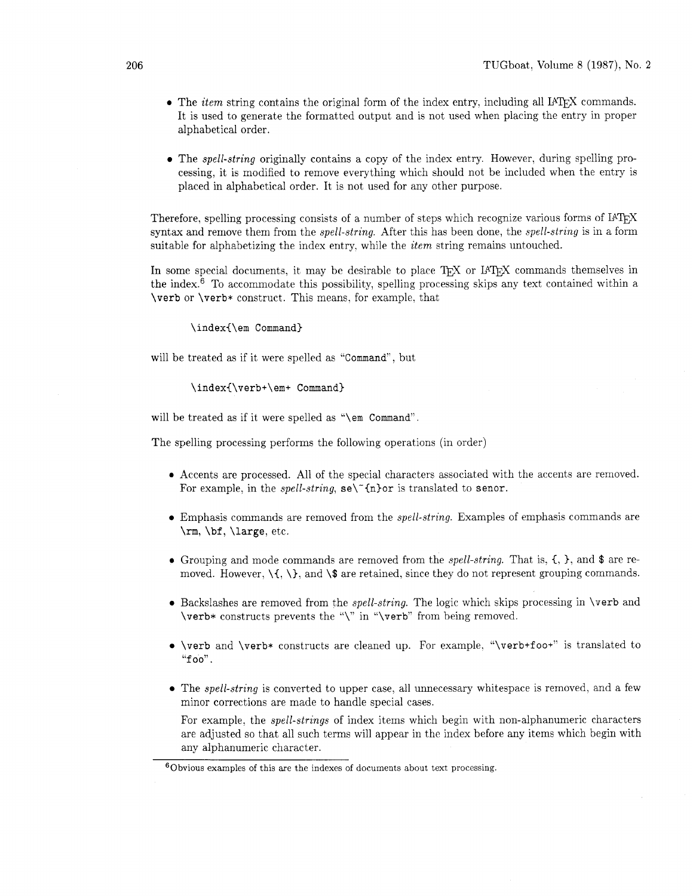- The *item* string contains the original form of the index entry, including all LaTeX commands. It is used to generate the formatted output and is not used when placing the entry in proper alphabetical order.

- The *spell-string* originally contains a copy of the index entry. However, during spelling processing, it is modified to remove everything which should not be included when the entry is placed in alphabetical order. It is not used for any other purpose.

Therefore, spelling processing consists of a number of steps which recognize various forms of LaTeX syntax and remove them from the *spell-string*. After this has been done, the *spell-string* is in a form suitable for alphabetizing the index entry, while the *item* string remains untouched.

In some special documents, it may be desirable to place TeX or LaTeX commands themselves in the index.[6] To accommodate this possibility, spelling processing skips any text contained within a `\verb` or `\verb*` construct. This means, for example, that

```
\index{\em Command}
```

will be treated as if it were spelled as "`Command`", but

```
\index{\verb+\em+ Command}
```

will be treated as if it were spelled as "`\em Command`".

The spelling processing performs the following operations (in order)

- Accents are processed. All of the special characters associated with the accents are removed. For example, in the *spell-string*, `se\~{n}or` is translated to `senor`.

- Emphasis commands are removed from the *spell-string*. Examples of emphasis commands are `\rm`, `\bf`, `\large`, etc.

- Grouping and mode commands are removed from the *spell-string*. That is, `{`, `}`, and `$` are removed. However, `\{`, `\}`, and `\$` are retained, since they do not represent grouping commands.

- Backslashes are removed from the *spell-string*. The logic which skips processing in `\verb` and `\verb*` constructs prevents the "`\`" in "`\verb`" from being removed.

- `\verb` and `\verb*` constructs are cleaned up. For example, "`\verb+foo+`" is translated to "`foo`".

- The *spell-string* is converted to upper case, all unnecessary whitespace is removed, and a few minor corrections are made to handle special cases.

  For example, the *spell-strings* of index items which begin with non-alphanumeric characters are adjusted so that all such terms will appear in the index before any items which begin with any alphanumeric character.

[6] Obvious examples of this are the indexes of documents about text processing.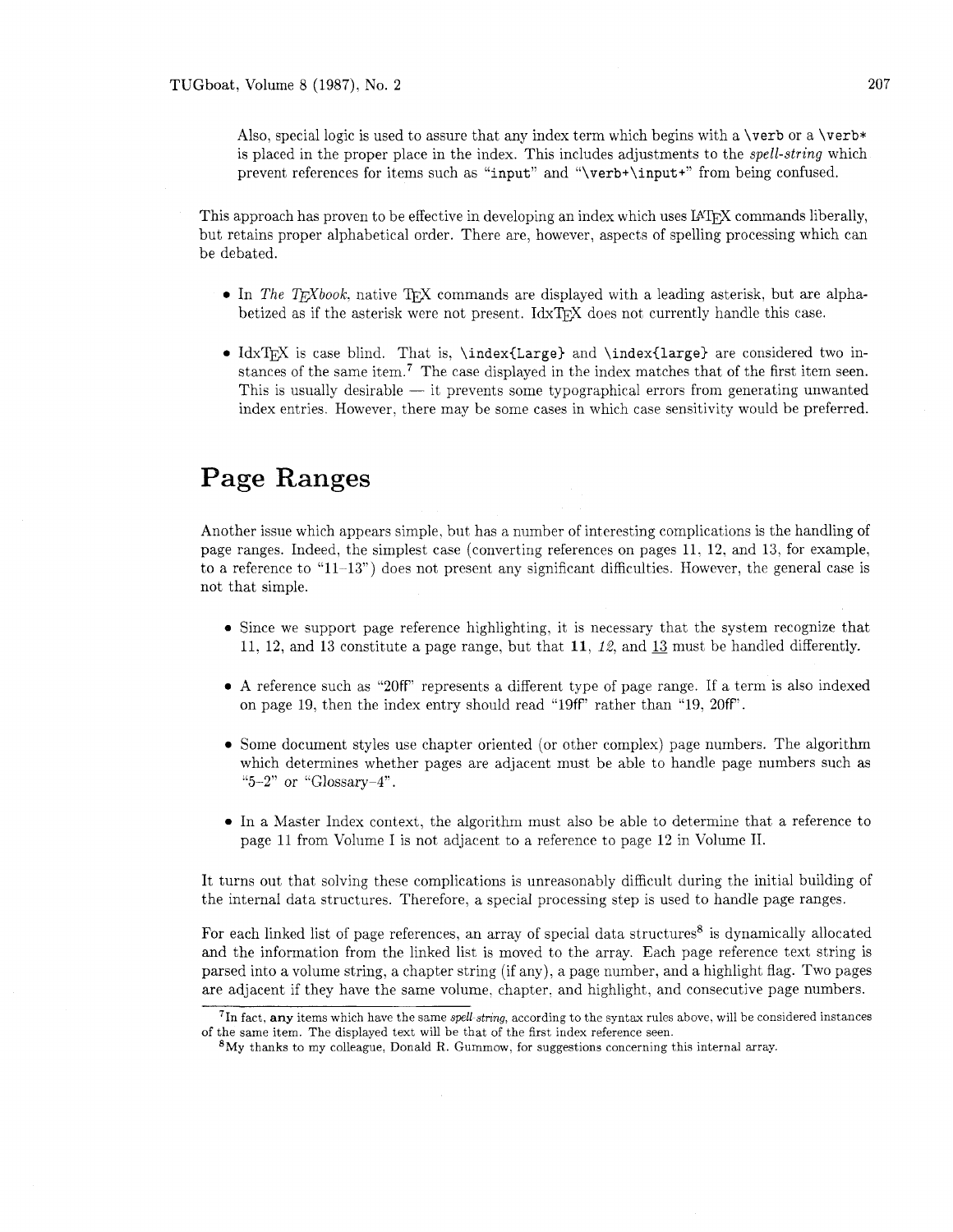Also, special logic is used to assure that any index term which begins with a `\verb` or a `\verb*` is placed in the proper place in the index. This includes adjustments to the *spell-string* which prevent references for items such as "`input`" and "`\verb+\input+`" from being confused.

This approach has proven to be effective in developing an index which uses LaTeX commands liberally, but retains proper alphabetical order. There are, however, aspects of spelling processing which can be debated.

- In *The TeXbook*, native TeX commands are displayed with a leading asterisk, but are alphabetized as if the asterisk were not present. IdxTeX does not currently handle this case.
- IdxTeX is case blind. That is, `\index{Large}` and `\index{large}` are considered two instances of the same item.[7] The case displayed in the index matches that of the first item seen. This is usually desirable — it prevents some typographical errors from generating unwanted index entries. However, there may be some cases in which case sensitivity would be preferred.

# Page Ranges

Another issue which appears simple, but has a number of interesting complications is the handling of page ranges. Indeed, the simplest case (converting references on pages 11, 12, and 13, for example, to a reference to "11–13") does not present any significant difficulties. However, the general case is not that simple.

- Since we support page reference highlighting, it is necessary that the system recognize that 11, 12, and 13 constitute a page range, but that **11**, *12*, and <u>13</u> must be handled differently.
- A reference such as "20ff" represents a different type of page range. If a term is also indexed on page 19, then the index entry should read "19ff" rather than "19, 20ff".
- Some document styles use chapter oriented (or other complex) page numbers. The algorithm which determines whether pages are adjacent must be able to handle page numbers such as "5–2" or "Glossary–4".
- In a Master Index context, the algorithm must also be able to determine that a reference to page 11 from Volume I is not adjacent to a reference to page 12 in Volume II.

It turns out that solving these complications is unreasonably difficult during the initial building of the internal data structures. Therefore, a special processing step is used to handle page ranges.

For each linked list of page references, an array of special data structures[8] is dynamically allocated and the information from the linked list is moved to the array. Each page reference text string is parsed into a volume string, a chapter string (if any), a page number, and a highlight flag. Two pages are adjacent if they have the same volume, chapter, and highlight, and consecutive page numbers.

---

[7] In fact, **any** items which have the same *spell-string*, according to the syntax rules above, will be considered instances of the same item. The displayed text will be that of the first index reference seen.

[8] My thanks to my colleague, Donald R. Gummow, for suggestions concerning this internal array.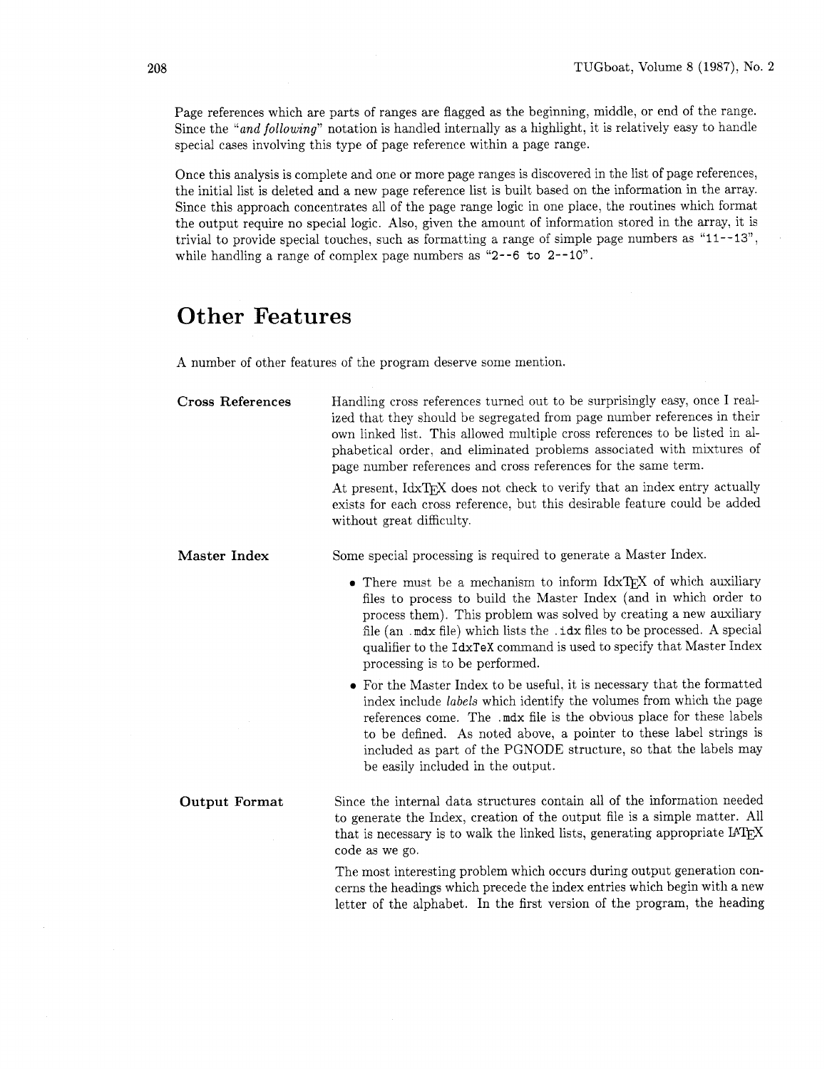Page references which are parts of ranges are flagged as the beginning, middle, or end of the range. Since the "*and following*" notation is handled internally as a highlight, it is relatively easy to handle special cases involving this type of page reference within a page range.

Once this analysis is complete and one or more page ranges is discovered in the list of page references, the initial list is deleted and a new page reference list is built based on the information in the array. Since this approach concentrates all of the page range logic in one place, the routines which format the output require no special logic. Also, given the amount of information stored in the array, it is trivial to provide special touches, such as formatting a range of simple page numbers as "`11--13`", while handling a range of complex page numbers as "`2--6 to 2--10`".

## Other Features

A number of other features of the program deserve some mention.

**Cross References**

Handling cross references turned out to be surprisingly easy, once I realized that they should be segregated from page number references in their own linked list. This allowed multiple cross references to be listed in alphabetical order, and eliminated problems associated with mixtures of page number references and cross references for the same term.

At present, IdxTeX does not check to verify that an index entry actually exists for each cross reference, but this desirable feature could be added without great difficulty.

**Master Index**

Some special processing is required to generate a Master Index.

- There must be a mechanism to inform IdxTeX of which auxiliary files to process to build the Master Index (and in which order to process them). This problem was solved by creating a new auxiliary file (an `.mdx` file) which lists the `.idx` files to be processed. A special qualifier to the `IdxTeX` command is used to specify that Master Index processing is to be performed.
- For the Master Index to be useful, it is necessary that the formatted index include *labels* which identify the volumes from which the page references come. The `.mdx` file is the obvious place for these labels to be defined. As noted above, a pointer to these label strings is included as part of the PGNODE structure, so that the labels may be easily included in the output.

**Output Format**

Since the internal data structures contain all of the information needed to generate the Index, creation of the output file is a simple matter. All that is necessary is to walk the linked lists, generating appropriate LaTeX code as we go.

The most interesting problem which occurs during output generation concerns the headings which precede the index entries which begin with a new letter of the alphabet. In the first version of the program, the heading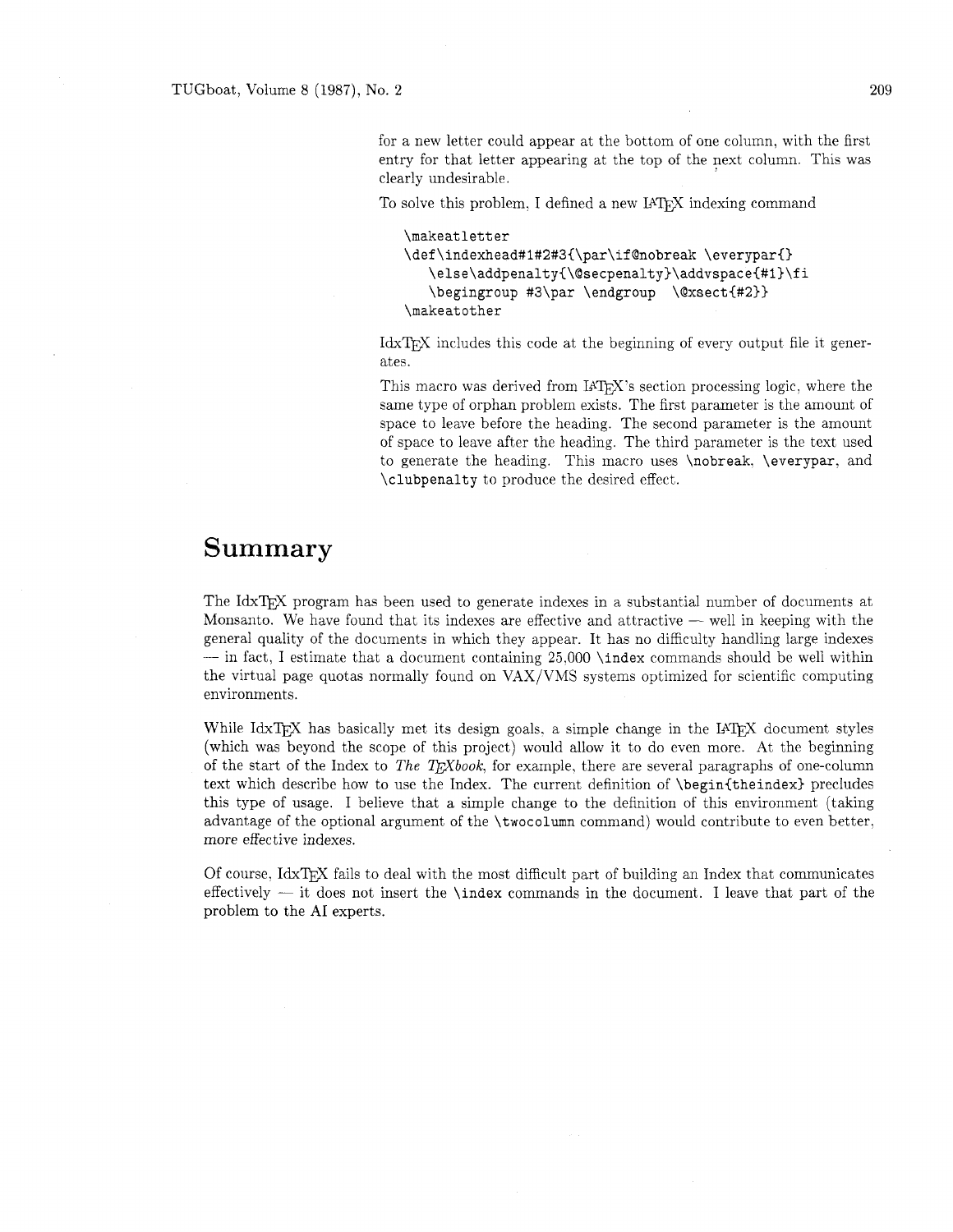for a new letter could appear at the bottom of one column, with the first entry for that letter appearing at the top of the next column. This was clearly undesirable.

To solve this problem, I defined a new LaTeX indexing command

```
\makeatletter
\def\indexhead#1#2#3{\par\if@nobreak \everypar{}
   \else\addpenalty{\@secpenalty}\addvspace{#1}\fi
   \begingroup #3\par \endgroup  \@xsect{#2}}
\makeatother
```

IdxTeX includes this code at the beginning of every output file it generates.

This macro was derived from LaTeX's section processing logic, where the same type of orphan problem exists. The first parameter is the amount of space to leave before the heading. The second parameter is the amount of space to leave after the heading. The third parameter is the text used to generate the heading. This macro uses `\nobreak`, `\everypar`, and `\clubpenalty` to produce the desired effect.

# Summary

The IdxTeX program has been used to generate indexes in a substantial number of documents at Monsanto. We have found that its indexes are effective and attractive — well in keeping with the general quality of the documents in which they appear. It has no difficulty handling large indexes — in fact, I estimate that a document containing 25,000 `\index` commands should be well within the virtual page quotas normally found on VAX/VMS systems optimized for scientific computing environments.

While IdxTeX has basically met its design goals, a simple change in the LaTeX document styles (which was beyond the scope of this project) would allow it to do even more. At the beginning of the start of the Index to *The TeXbook*, for example, there are several paragraphs of one-column text which describe how to use the Index. The current definition of `\begin{theindex}` precludes this type of usage. I believe that a simple change to the definition of this environment (taking advantage of the optional argument of the `\twocolumn` command) would contribute to even better, more effective indexes.

Of course, IdxTeX fails to deal with the most difficult part of building an Index that communicates effectively — it does not insert the `\index` commands in the document. I leave that part of the problem to the AI experts.